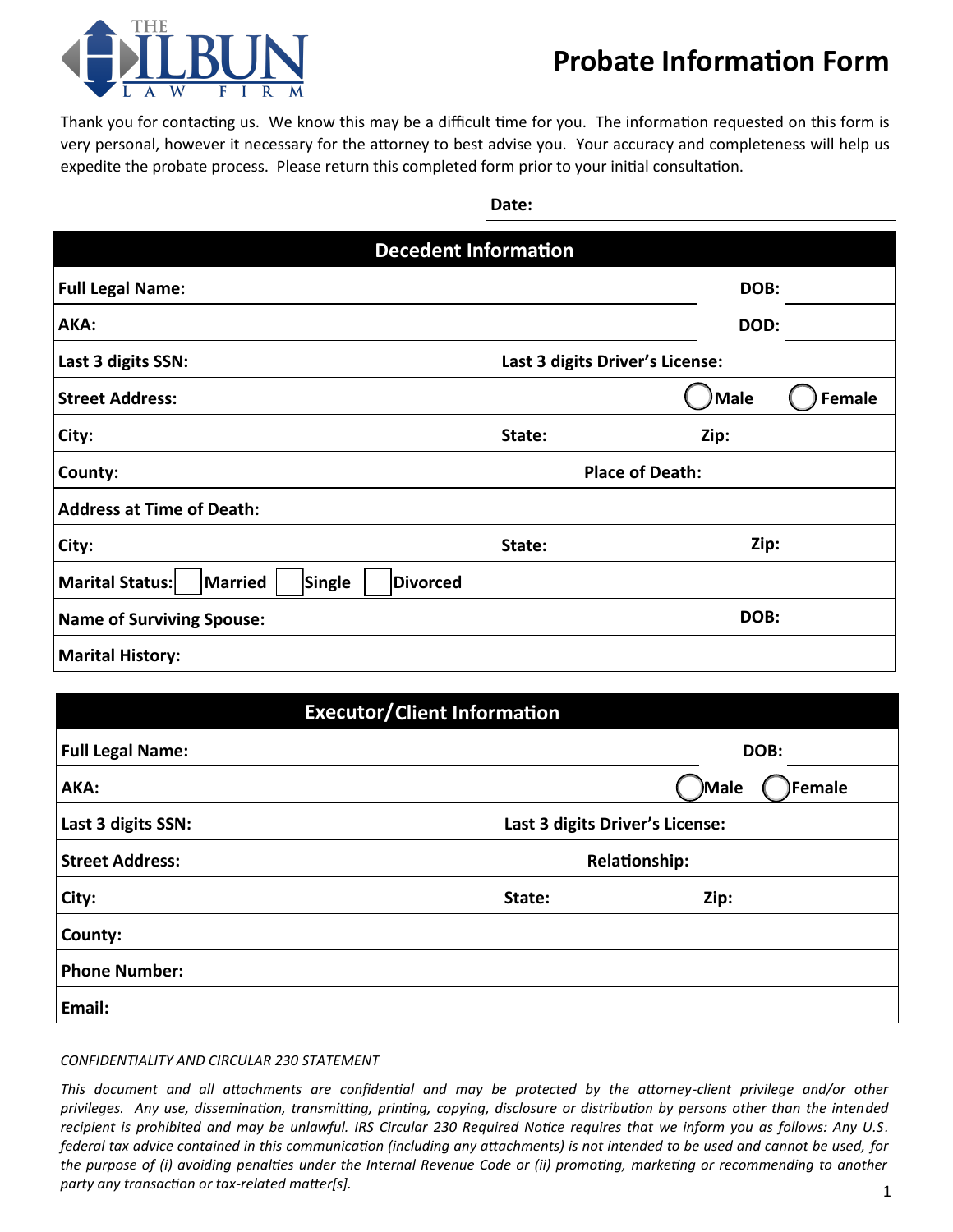THE HILBUN LAW FIRM

# Probate Information Form

Thank you for contacting us. We know this may be a difficult time for you. The information requested on this form is very personal, however it necessary for the attorney to best advise you. Your accuracy and completeness will help us expedite the probate process. Please return this completed form prior to your initial consultation.

**Date:** ______________________

## Decedent Information

| | | | |
|---|---|---|---|
| **Full Legal Name:** | | **DOB:** | |
| **AKA:** | | **DOD:** | |
| **Last 3 digits SSN:** | **Last 3 digits Driver's License:** | | |
| **Street Address:** | | ◯ **Male** | ◯ **Female** |
| **City:** | **State:** | **Zip:** | |
| **County:** | **Place of Death:** | | |
| **Address at Time of Death:** | | | |
| **City:** | **State:** | **Zip:** | |
| **Marital Status:** ☐ **Married** ☐ **Single** ☐ **Divorced** | | | |
| **Name of Surviving Spouse:** | | **DOB:** | |
| **Marital History:** | | | |

## Executor/Client Information

| | | | |
|---|---|---|---|
| **Full Legal Name:** | | **DOB:** | |
| **AKA:** | | ◯ **Male** | ◯ **Female** |
| **Last 3 digits SSN:** | **Last 3 digits Driver's License:** | | |
| **Street Address:** | **Relationship:** | | |
| **City:** | **State:** | **Zip:** | |
| **County:** | | | |
| **Phone Number:** | | | |
| **Email:** | | | |

*CONFIDENTIALITY AND CIRCULAR 230 STATEMENT*

*This document and all attachments are confidential and may be protected by the attorney-client privilege and/or other privileges. Any use, dissemination, transmitting, printing, copying, disclosure or distribution by persons other than the intended recipient is prohibited and may be unlawful. IRS Circular 230 Required Notice requires that we inform you as follows: Any U.S. federal tax advice contained in this communication (including any attachments) is not intended to be used and cannot be used, for the purpose of (i) avoiding penalties under the Internal Revenue Code or (ii) promoting, marketing or recommending to another party any transaction or tax-related matter[s].*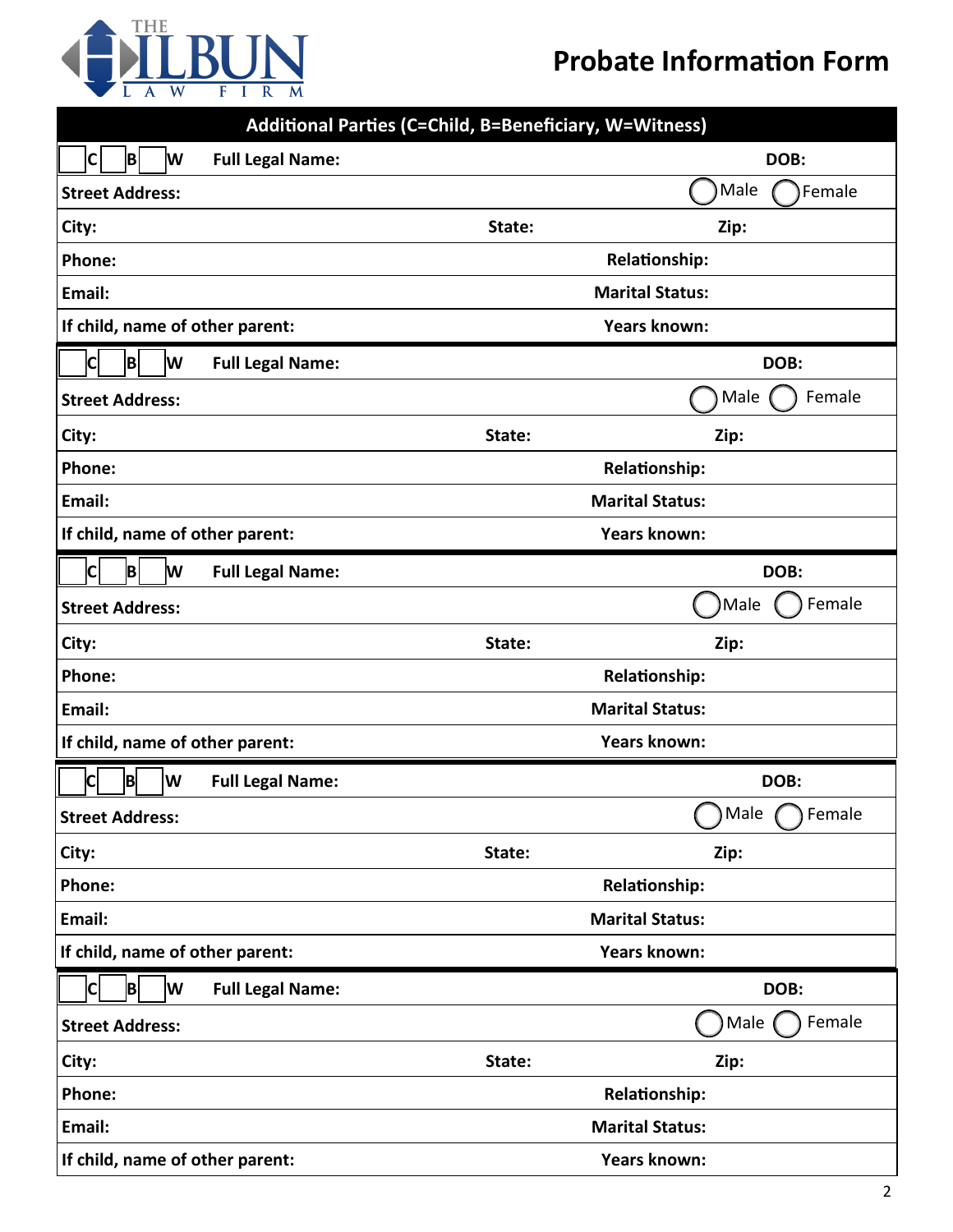THE HILBUN LAW FIRM

# Probate Information Form

| Additional Parties (C=Child, B=Beneficiary, W=Witness) | | |
|---|---|---|
| ☐C ☐B ☐W Full Legal Name: | | DOB: |
| Street Address: | | ◯Male ◯Female |
| City: | State: | Zip: |
| Phone: | | Relationship: |
| Email: | | Marital Status: |
| If child, name of other parent: | | Years known: |
| ☐C ☐B ☐W Full Legal Name: | | DOB: |
| Street Address: | | ◯Male ◯Female |
| City: | State: | Zip: |
| Phone: | | Relationship: |
| Email: | | Marital Status: |
| If child, name of other parent: | | Years known: |
| ☐C ☐B ☐W Full Legal Name: | | DOB: |
| Street Address: | | ◯Male ◯Female |
| City: | State: | Zip: |
| Phone: | | Relationship: |
| Email: | | Marital Status: |
| If child, name of other parent: | | Years known: |
| ☐C ☐B ☐W Full Legal Name: | | DOB: |
| Street Address: | | ◯Male ◯Female |
| City: | State: | Zip: |
| Phone: | | Relationship: |
| Email: | | Marital Status: |
| If child, name of other parent: | | Years known: |
| ☐C ☐B ☐W Full Legal Name: | | DOB: |
| Street Address: | | ◯Male ◯Female |
| City: | State: | Zip: |
| Phone: | | Relationship: |
| Email: | | Marital Status: |
| If child, name of other parent: | | Years known: |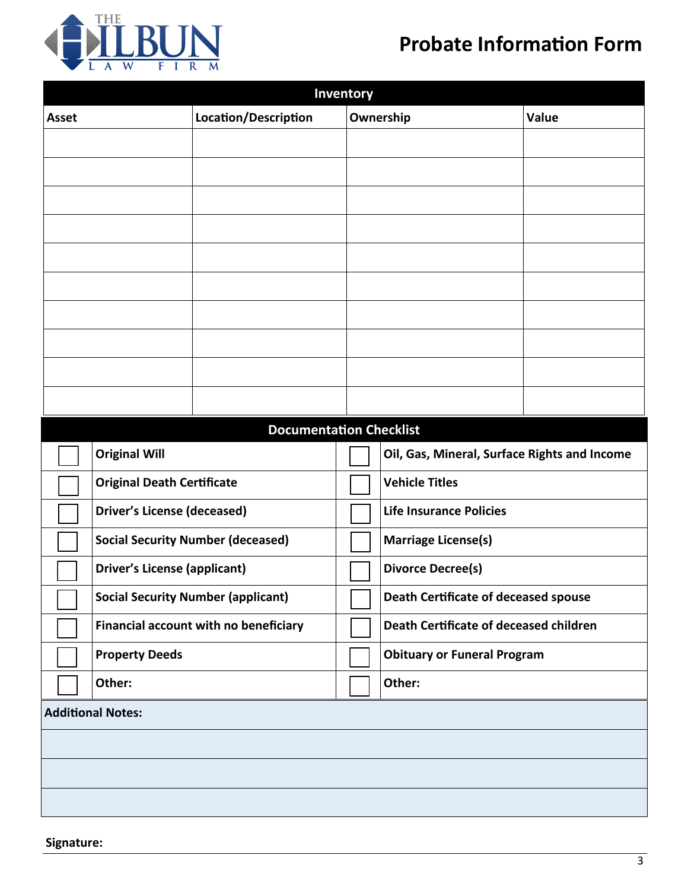THE HILBUN LAW FIRM

# Probate Information Form

## Inventory

| Asset | Location/Description | Ownership | Value |
|---|---|---|---|
| | | | |
| | | | |
| | | | |
| | | | |
| | | | |
| | | | |
| | | | |
| | | | |
| | | | |
| | | | |

## Documentation Checklist

| | | | |
|---|---|---|---|
| ☐ | **Original Will** | ☐ | **Oil, Gas, Mineral, Surface Rights and Income** |
| ☐ | **Original Death Certificate** | ☐ | **Vehicle Titles** |
| ☐ | **Driver's License (deceased)** | ☐ | **Life Insurance Policies** |
| ☐ | **Social Security Number (deceased)** | ☐ | **Marriage License(s)** |
| ☐ | **Driver's License (applicant)** | ☐ | **Divorce Decree(s)** |
| ☐ | **Social Security Number (applicant)** | ☐ | **Death Certificate of deceased spouse** |
| ☐ | **Financial account with no beneficiary** | ☐ | **Death Certificate of deceased children** |
| ☐ | **Property Deeds** | ☐ | **Obituary or Funeral Program** |
| ☐ | **Other:** | ☐ | **Other:** |

**Additional Notes:**

**Signature:**